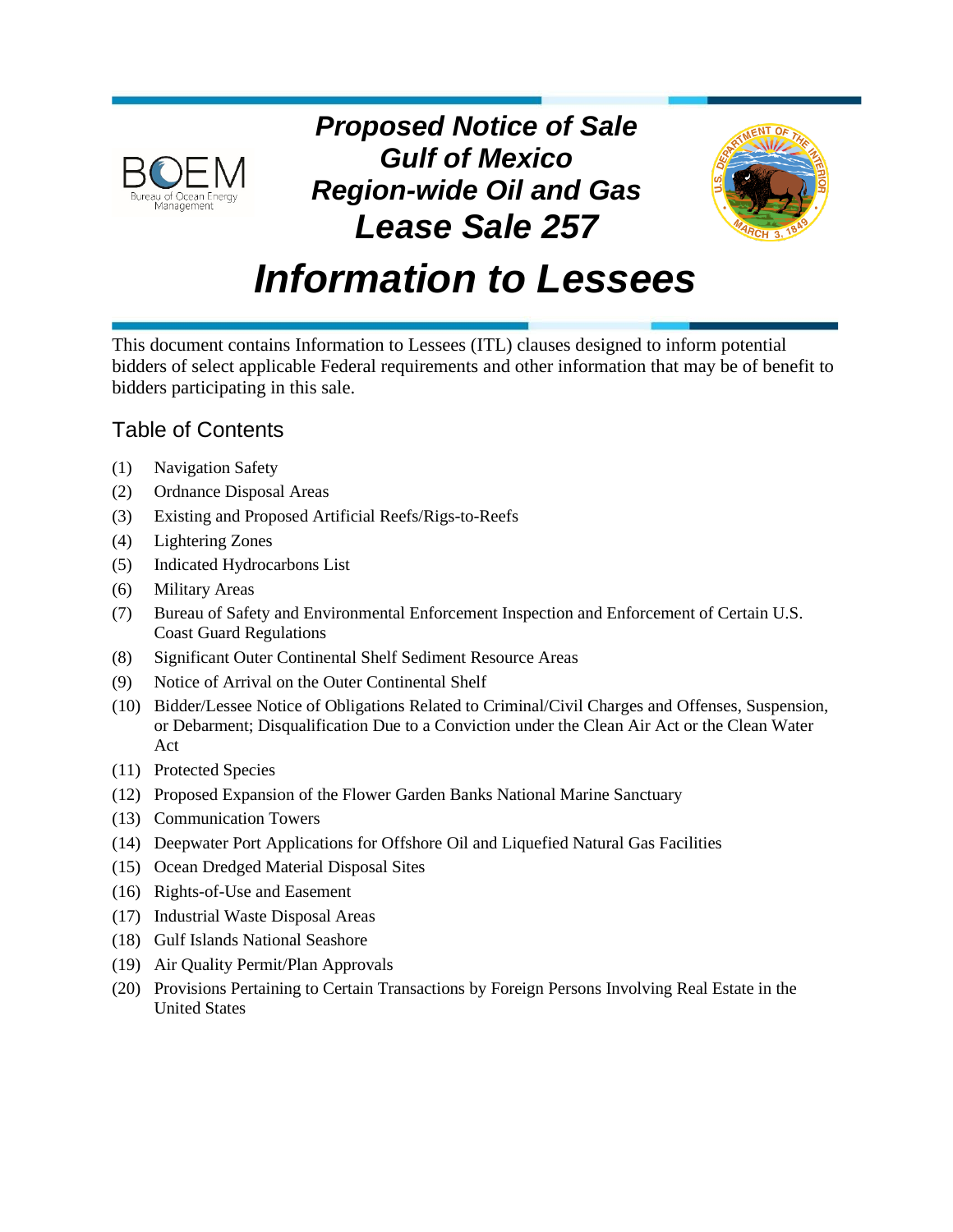# Proposed Notice of Sale Gulf of Mexico Region-wide Oil and Gas Lease Sale 257

# Information to Lessees

This document contains Information to Lessees (ITL) clauses designed to inform potential bidders of select applicable Federal requirements and other information that may be of benefit to bidders participating in this sale.

## Table of Contents

(1) Navigation Safety

(2) Ordnance Disposal Areas

(3) Existing and Proposed Artificial Reefs/Rigs-to-Reefs

(4) Lightering Zones

(5) Indicated Hydrocarbons List

(6) Military Areas

(7) Bureau of Safety and Environmental Enforcement Inspection and Enforcement of Certain U.S. Coast Guard Regulations

(8) Significant Outer Continental Shelf Sediment Resource Areas

(9) Notice of Arrival on the Outer Continental Shelf

(10) Bidder/Lessee Notice of Obligations Related to Criminal/Civil Charges and Offenses, Suspension, or Debarment; Disqualification Due to a Conviction under the Clean Air Act or the Clean Water Act

(11) Protected Species

(12) Proposed Expansion of the Flower Garden Banks National Marine Sanctuary

(13) Communication Towers

(14) Deepwater Port Applications for Offshore Oil and Liquefied Natural Gas Facilities

(15) Ocean Dredged Material Disposal Sites

(16) Rights-of-Use and Easement

(17) Industrial Waste Disposal Areas

(18) Gulf Islands National Seashore

(19) Air Quality Permit/Plan Approvals

(20) Provisions Pertaining to Certain Transactions by Foreign Persons Involving Real Estate in the United States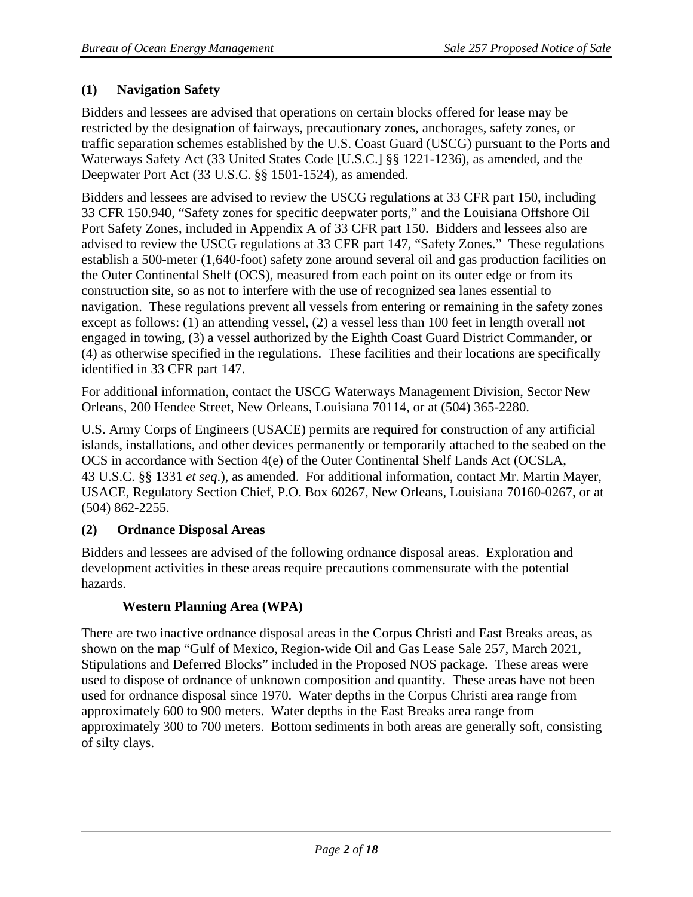### (1) Navigation Safety

Bidders and lessees are advised that operations on certain blocks offered for lease may be restricted by the designation of fairways, precautionary zones, anchorages, safety zones, or traffic separation schemes established by the U.S. Coast Guard (USCG) pursuant to the Ports and Waterways Safety Act (33 United States Code [U.S.C.] §§ 1221-1236), as amended, and the Deepwater Port Act (33 U.S.C. §§ 1501-1524), as amended.

Bidders and lessees are advised to review the USCG regulations at 33 CFR part 150, including 33 CFR 150.940, "Safety zones for specific deepwater ports," and the Louisiana Offshore Oil Port Safety Zones, included in Appendix A of 33 CFR part 150. Bidders and lessees also are advised to review the USCG regulations at 33 CFR part 147, "Safety Zones." These regulations establish a 500-meter (1,640-foot) safety zone around several oil and gas production facilities on the Outer Continental Shelf (OCS), measured from each point on its outer edge or from its construction site, so as not to interfere with the use of recognized sea lanes essential to navigation. These regulations prevent all vessels from entering or remaining in the safety zones except as follows: (1) an attending vessel, (2) a vessel less than 100 feet in length overall not engaged in towing, (3) a vessel authorized by the Eighth Coast Guard District Commander, or (4) as otherwise specified in the regulations. These facilities and their locations are specifically identified in 33 CFR part 147.

For additional information, contact the USCG Waterways Management Division, Sector New Orleans, 200 Hendee Street, New Orleans, Louisiana 70114, or at (504) 365-2280.

U.S. Army Corps of Engineers (USACE) permits are required for construction of any artificial islands, installations, and other devices permanently or temporarily attached to the seabed on the OCS in accordance with Section 4(e) of the Outer Continental Shelf Lands Act (OCSLA, 43 U.S.C. §§ 1331 *et seq*.), as amended. For additional information, contact Mr. Martin Mayer, USACE, Regulatory Section Chief, P.O. Box 60267, New Orleans, Louisiana 70160-0267, or at (504) 862-2255.

### (2) Ordnance Disposal Areas

Bidders and lessees are advised of the following ordnance disposal areas. Exploration and development activities in these areas require precautions commensurate with the potential hazards.

#### Western Planning Area (WPA)

There are two inactive ordnance disposal areas in the Corpus Christi and East Breaks areas, as shown on the map "Gulf of Mexico, Region-wide Oil and Gas Lease Sale 257, March 2021, Stipulations and Deferred Blocks" included in the Proposed NOS package. These areas were used to dispose of ordnance of unknown composition and quantity. These areas have not been used for ordnance disposal since 1970. Water depths in the Corpus Christi area range from approximately 600 to 900 meters. Water depths in the East Breaks area range from approximately 300 to 700 meters. Bottom sediments in both areas are generally soft, consisting of silty clays.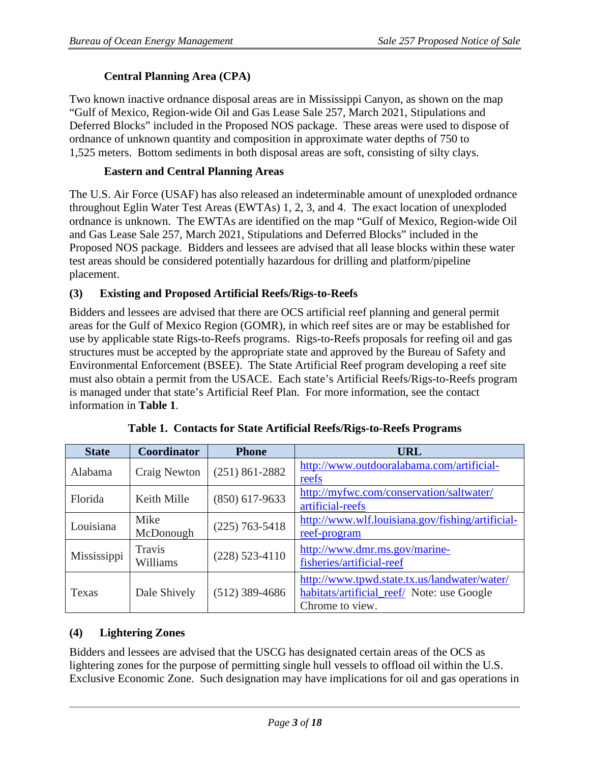#### Central Planning Area (CPA)

Two known inactive ordnance disposal areas are in Mississippi Canyon, as shown on the map "Gulf of Mexico, Region-wide Oil and Gas Lease Sale 257, March 2021, Stipulations and Deferred Blocks" included in the Proposed NOS package. These areas were used to dispose of ordnance of unknown quantity and composition in approximate water depths of 750 to 1,525 meters. Bottom sediments in both disposal areas are soft, consisting of silty clays.

#### Eastern and Central Planning Areas

The U.S. Air Force (USAF) has also released an indeterminable amount of unexploded ordnance throughout Eglin Water Test Areas (EWTAs) 1, 2, 3, and 4. The exact location of unexploded ordnance is unknown. The EWTAs are identified on the map "Gulf of Mexico, Region-wide Oil and Gas Lease Sale 257, March 2021, Stipulations and Deferred Blocks" included in the Proposed NOS package. Bidders and lessees are advised that all lease blocks within these water test areas should be considered potentially hazardous for drilling and platform/pipeline placement.

### (3) Existing and Proposed Artificial Reefs/Rigs-to-Reefs

Bidders and lessees are advised that there are OCS artificial reef planning and general permit areas for the Gulf of Mexico Region (GOMR), in which reef sites are or may be established for use by applicable state Rigs-to-Reefs programs. Rigs-to-Reefs proposals for reefing oil and gas structures must be accepted by the appropriate state and approved by the Bureau of Safety and Environmental Enforcement (BSEE). The State Artificial Reef program developing a reef site must also obtain a permit from the USACE. Each state's Artificial Reefs/Rigs-to-Reefs program is managed under that state's Artificial Reef Plan. For more information, see the contact information in **Table 1**.

**Table 1. Contacts for State Artificial Reefs/Rigs-to-Reefs Programs**

| State | Coordinator | Phone | URL |
|---|---|---|---|
| Alabama | Craig Newton | (251) 861-2882 | http://www.outdooralabama.com/artificial-reefs |
| Florida | Keith Mille | (850) 617-9633 | http://myfwc.com/conservation/saltwater/artificial-reefs |
| Louisiana | Mike McDonough | (225) 763-5418 | http://www.wlf.louisiana.gov/fishing/artificial-reef-program |
| Mississippi | Travis Williams | (228) 523-4110 | http://www.dmr.ms.gov/marine-fisheries/artificial-reef |
| Texas | Dale Shively | (512) 389-4686 | http://www.tpwd.state.tx.us/landwater/water/habitats/artificial_reef/ Note: use Google Chrome to view. |

### (4) Lightering Zones

Bidders and lessees are advised that the USCG has designated certain areas of the OCS as lightering zones for the purpose of permitting single hull vessels to offload oil within the U.S. Exclusive Economic Zone. Such designation may have implications for oil and gas operations in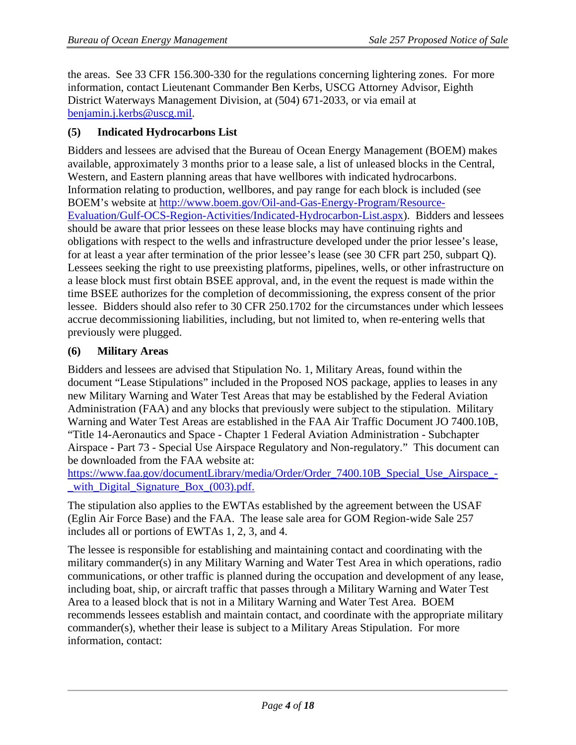the areas. See 33 CFR 156.300-330 for the regulations concerning lightering zones. For more information, contact Lieutenant Commander Ben Kerbs, USCG Attorney Advisor, Eighth District Waterways Management Division, at (504) 671-2033, or via email at benjamin.j.kerbs@uscg.mil.

### (5) Indicated Hydrocarbons List

Bidders and lessees are advised that the Bureau of Ocean Energy Management (BOEM) makes available, approximately 3 months prior to a lease sale, a list of unleased blocks in the Central, Western, and Eastern planning areas that have wellbores with indicated hydrocarbons. Information relating to production, wellbores, and pay range for each block is included (see BOEM's website at http://www.boem.gov/Oil-and-Gas-Energy-Program/Resource-Evaluation/Gulf-OCS-Region-Activities/Indicated-Hydrocarbon-List.aspx). Bidders and lessees should be aware that prior lessees on these lease blocks may have continuing rights and obligations with respect to the wells and infrastructure developed under the prior lessee's lease, for at least a year after termination of the prior lessee's lease (see 30 CFR part 250, subpart Q). Lessees seeking the right to use preexisting platforms, pipelines, wells, or other infrastructure on a lease block must first obtain BSEE approval, and, in the event the request is made within the time BSEE authorizes for the completion of decommissioning, the express consent of the prior lessee. Bidders should also refer to 30 CFR 250.1702 for the circumstances under which lessees accrue decommissioning liabilities, including, but not limited to, when re-entering wells that previously were plugged.

### (6) Military Areas

Bidders and lessees are advised that Stipulation No. 1, Military Areas, found within the document "Lease Stipulations" included in the Proposed NOS package, applies to leases in any new Military Warning and Water Test Areas that may be established by the Federal Aviation Administration (FAA) and any blocks that previously were subject to the stipulation. Military Warning and Water Test Areas are established in the FAA Air Traffic Document JO 7400.10B, "Title 14-Aeronautics and Space - Chapter 1 Federal Aviation Administration - Subchapter Airspace - Part 73 - Special Use Airspace Regulatory and Non-regulatory." This document can be downloaded from the FAA website at: https://www.faa.gov/documentLibrary/media/Order/Order_7400.10B_Special_Use_Airspace_-_with_Digital_Signature_Box_(003).pdf.

The stipulation also applies to the EWTAs established by the agreement between the USAF (Eglin Air Force Base) and the FAA. The lease sale area for GOM Region-wide Sale 257 includes all or portions of EWTAs 1, 2, 3, and 4.

The lessee is responsible for establishing and maintaining contact and coordinating with the military commander(s) in any Military Warning and Water Test Area in which operations, radio communications, or other traffic is planned during the occupation and development of any lease, including boat, ship, or aircraft traffic that passes through a Military Warning and Water Test Area to a leased block that is not in a Military Warning and Water Test Area. BOEM recommends lessees establish and maintain contact, and coordinate with the appropriate military commander(s), whether their lease is subject to a Military Areas Stipulation. For more information, contact: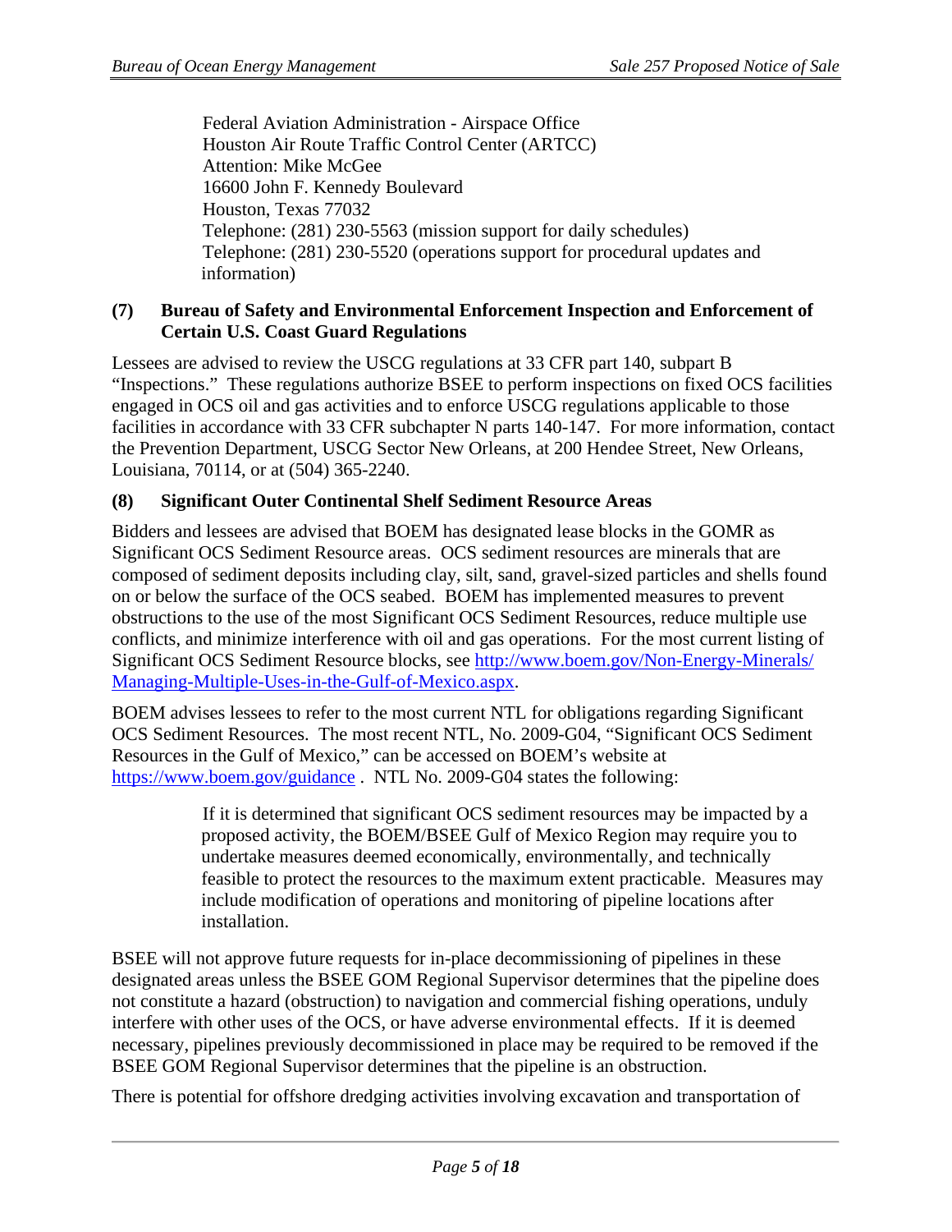Federal Aviation Administration - Airspace Office
Houston Air Route Traffic Control Center (ARTCC)
Attention: Mike McGee
16600 John F. Kennedy Boulevard
Houston, Texas 77032
Telephone: (281) 230-5563 (mission support for daily schedules)
Telephone: (281) 230-5520 (operations support for procedural updates and information)

**(7) Bureau of Safety and Environmental Enforcement Inspection and Enforcement of Certain U.S. Coast Guard Regulations**

Lessees are advised to review the USCG regulations at 33 CFR part 140, subpart B "Inspections." These regulations authorize BSEE to perform inspections on fixed OCS facilities engaged in OCS oil and gas activities and to enforce USCG regulations applicable to those facilities in accordance with 33 CFR subchapter N parts 140-147. For more information, contact the Prevention Department, USCG Sector New Orleans, at 200 Hendee Street, New Orleans, Louisiana, 70114, or at (504) 365-2240.

**(8) Significant Outer Continental Shelf Sediment Resource Areas**

Bidders and lessees are advised that BOEM has designated lease blocks in the GOMR as Significant OCS Sediment Resource areas. OCS sediment resources are minerals that are composed of sediment deposits including clay, silt, sand, gravel-sized particles and shells found on or below the surface of the OCS seabed. BOEM has implemented measures to prevent obstructions to the use of the most Significant OCS Sediment Resources, reduce multiple use conflicts, and minimize interference with oil and gas operations. For the most current listing of Significant OCS Sediment Resource blocks, see [http://www.boem.gov/Non-Energy-Minerals/Managing-Multiple-Uses-in-the-Gulf-of-Mexico.aspx](http://www.boem.gov/Non-Energy-Minerals/Managing-Multiple-Uses-in-the-Gulf-of-Mexico.aspx).

BOEM advises lessees to refer to the most current NTL for obligations regarding Significant OCS Sediment Resources. The most recent NTL, No. 2009-G04, "Significant OCS Sediment Resources in the Gulf of Mexico," can be accessed on BOEM's website at [https://www.boem.gov/guidance](https://www.boem.gov/guidance) . NTL No. 2009-G04 states the following:

> If it is determined that significant OCS sediment resources may be impacted by a proposed activity, the BOEM/BSEE Gulf of Mexico Region may require you to undertake measures deemed economically, environmentally, and technically feasible to protect the resources to the maximum extent practicable. Measures may include modification of operations and monitoring of pipeline locations after installation.

BSEE will not approve future requests for in-place decommissioning of pipelines in these designated areas unless the BSEE GOM Regional Supervisor determines that the pipeline does not constitute a hazard (obstruction) to navigation and commercial fishing operations, unduly interfere with other uses of the OCS, or have adverse environmental effects. If it is deemed necessary, pipelines previously decommissioned in place may be required to be removed if the BSEE GOM Regional Supervisor determines that the pipeline is an obstruction.

There is potential for offshore dredging activities involving excavation and transportation of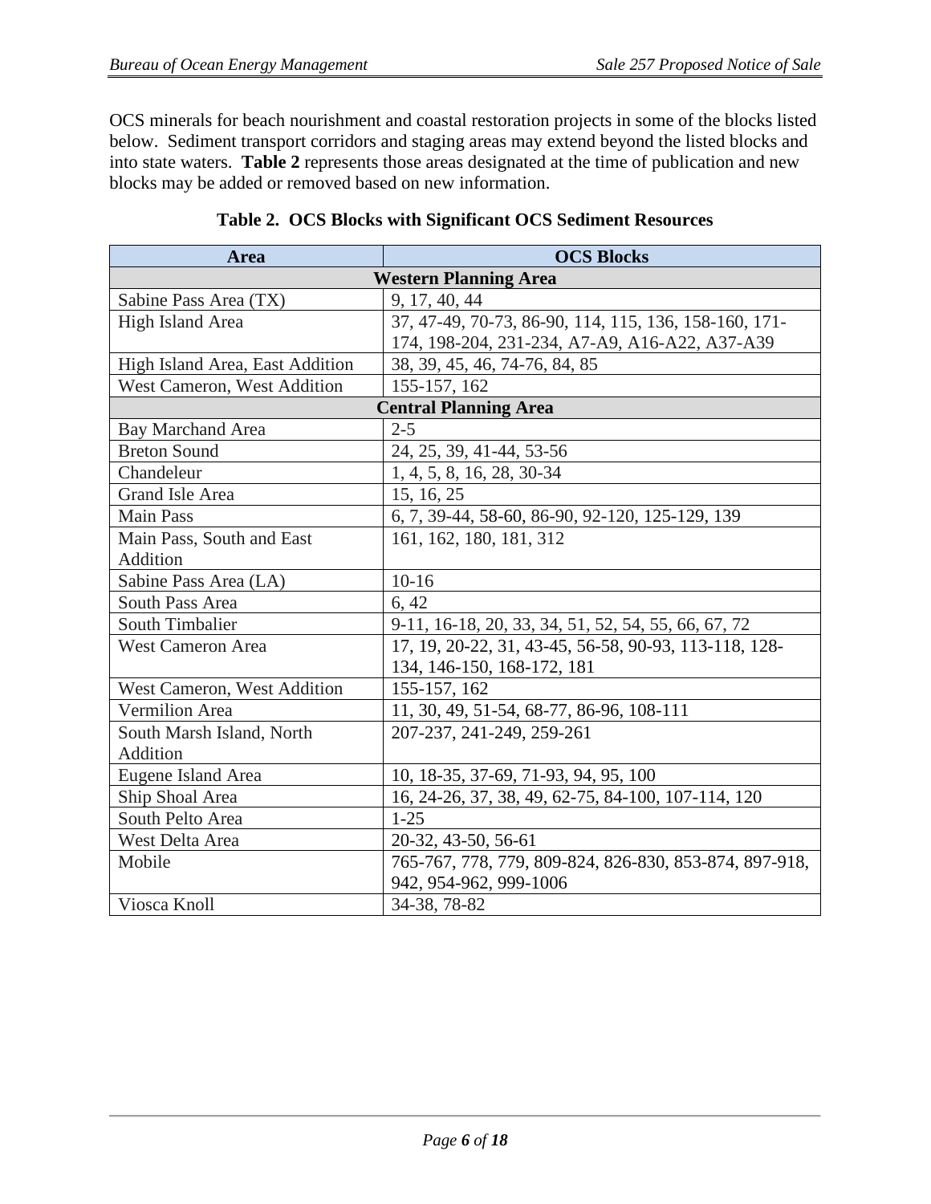OCS minerals for beach nourishment and coastal restoration projects in some of the blocks listed below. Sediment transport corridors and staging areas may extend beyond the listed blocks and into state waters. **Table 2** represents those areas designated at the time of publication and new blocks may be added or removed based on new information.

**Table 2. OCS Blocks with Significant OCS Sediment Resources**

| Area | OCS Blocks |
|---|---|
| **Western Planning Area** | |
| Sabine Pass Area (TX) | 9, 17, 40, 44 |
| High Island Area | 37, 47-49, 70-73, 86-90, 114, 115, 136, 158-160, 171-174, 198-204, 231-234, A7-A9, A16-A22, A37-A39 |
| High Island Area, East Addition | 38, 39, 45, 46, 74-76, 84, 85 |
| West Cameron, West Addition | 155-157, 162 |
| **Central Planning Area** | |
| Bay Marchand Area | 2-5 |
| Breton Sound | 24, 25, 39, 41-44, 53-56 |
| Chandeleur | 1, 4, 5, 8, 16, 28, 30-34 |
| Grand Isle Area | 15, 16, 25 |
| Main Pass | 6, 7, 39-44, 58-60, 86-90, 92-120, 125-129, 139 |
| Main Pass, South and East Addition | 161, 162, 180, 181, 312 |
| Sabine Pass Area (LA) | 10-16 |
| South Pass Area | 6, 42 |
| South Timbalier | 9-11, 16-18, 20, 33, 34, 51, 52, 54, 55, 66, 67, 72 |
| West Cameron Area | 17, 19, 20-22, 31, 43-45, 56-58, 90-93, 113-118, 128-134, 146-150, 168-172, 181 |
| West Cameron, West Addition | 155-157, 162 |
| Vermilion Area | 11, 30, 49, 51-54, 68-77, 86-96, 108-111 |
| South Marsh Island, North Addition | 207-237, 241-249, 259-261 |
| Eugene Island Area | 10, 18-35, 37-69, 71-93, 94, 95, 100 |
| Ship Shoal Area | 16, 24-26, 37, 38, 49, 62-75, 84-100, 107-114, 120 |
| South Pelto Area | 1-25 |
| West Delta Area | 20-32, 43-50, 56-61 |
| Mobile | 765-767, 778, 779, 809-824, 826-830, 853-874, 897-918, 942, 954-962, 999-1006 |
| Viosca Knoll | 34-38, 78-82 |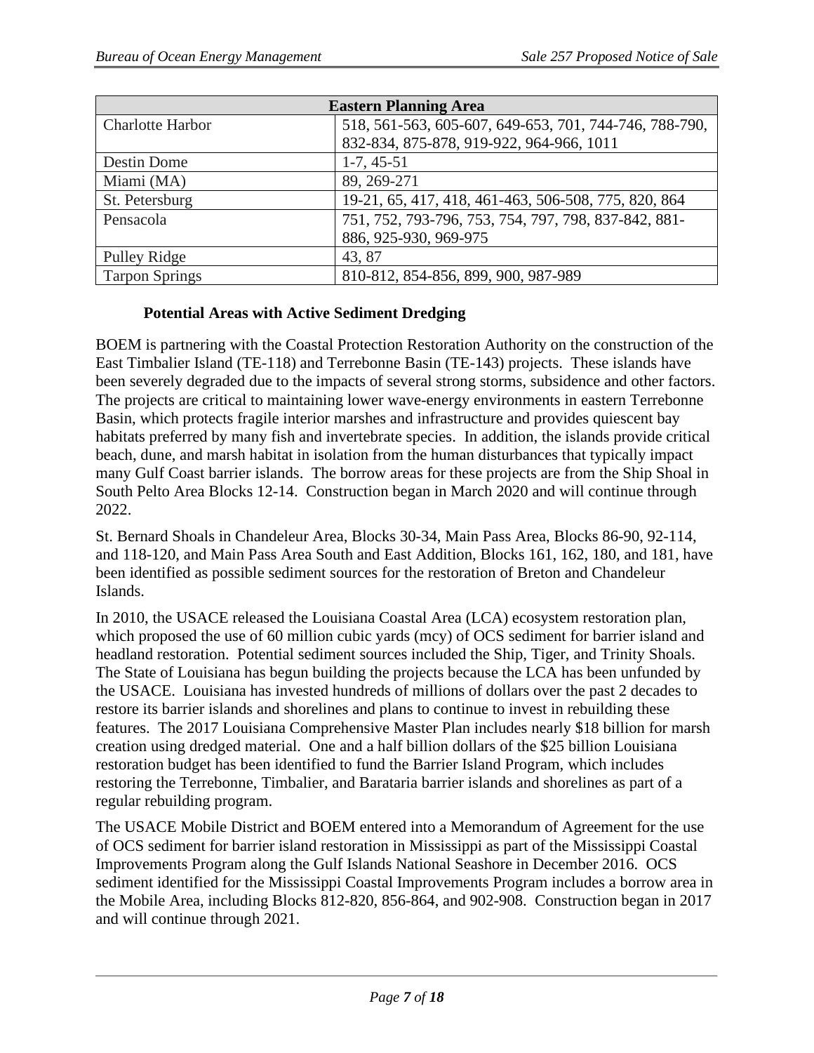| Eastern Planning Area | |
|---|---|
| Charlotte Harbor | 518, 561-563, 605-607, 649-653, 701, 744-746, 788-790, 832-834, 875-878, 919-922, 964-966, 1011 |
| Destin Dome | 1-7, 45-51 |
| Miami (MA) | 89, 269-271 |
| St. Petersburg | 19-21, 65, 417, 418, 461-463, 506-508, 775, 820, 864 |
| Pensacola | 751, 752, 793-796, 753, 754, 797, 798, 837-842, 881-886, 925-930, 969-975 |
| Pulley Ridge | 43, 87 |
| Tarpon Springs | 810-812, 854-856, 899, 900, 987-989 |

### Potential Areas with Active Sediment Dredging

BOEM is partnering with the Coastal Protection Restoration Authority on the construction of the East Timbalier Island (TE-118) and Terrebonne Basin (TE-143) projects. These islands have been severely degraded due to the impacts of several strong storms, subsidence and other factors. The projects are critical to maintaining lower wave-energy environments in eastern Terrebonne Basin, which protects fragile interior marshes and infrastructure and provides quiescent bay habitats preferred by many fish and invertebrate species. In addition, the islands provide critical beach, dune, and marsh habitat in isolation from the human disturbances that typically impact many Gulf Coast barrier islands. The borrow areas for these projects are from the Ship Shoal in South Pelto Area Blocks 12-14. Construction began in March 2020 and will continue through 2022.

St. Bernard Shoals in Chandeleur Area, Blocks 30-34, Main Pass Area, Blocks 86-90, 92-114, and 118-120, and Main Pass Area South and East Addition, Blocks 161, 162, 180, and 181, have been identified as possible sediment sources for the restoration of Breton and Chandeleur Islands.

In 2010, the USACE released the Louisiana Coastal Area (LCA) ecosystem restoration plan, which proposed the use of 60 million cubic yards (mcy) of OCS sediment for barrier island and headland restoration. Potential sediment sources included the Ship, Tiger, and Trinity Shoals. The State of Louisiana has begun building the projects because the LCA has been unfunded by the USACE. Louisiana has invested hundreds of millions of dollars over the past 2 decades to restore its barrier islands and shorelines and plans to continue to invest in rebuilding these features. The 2017 Louisiana Comprehensive Master Plan includes nearly $18 billion for marsh creation using dredged material. One and a half billion dollars of the $25 billion Louisiana restoration budget has been identified to fund the Barrier Island Program, which includes restoring the Terrebonne, Timbalier, and Barataria barrier islands and shorelines as part of a regular rebuilding program.

The USACE Mobile District and BOEM entered into a Memorandum of Agreement for the use of OCS sediment for barrier island restoration in Mississippi as part of the Mississippi Coastal Improvements Program along the Gulf Islands National Seashore in December 2016. OCS sediment identified for the Mississippi Coastal Improvements Program includes a borrow area in the Mobile Area, including Blocks 812-820, 856-864, and 902-908. Construction began in 2017 and will continue through 2021.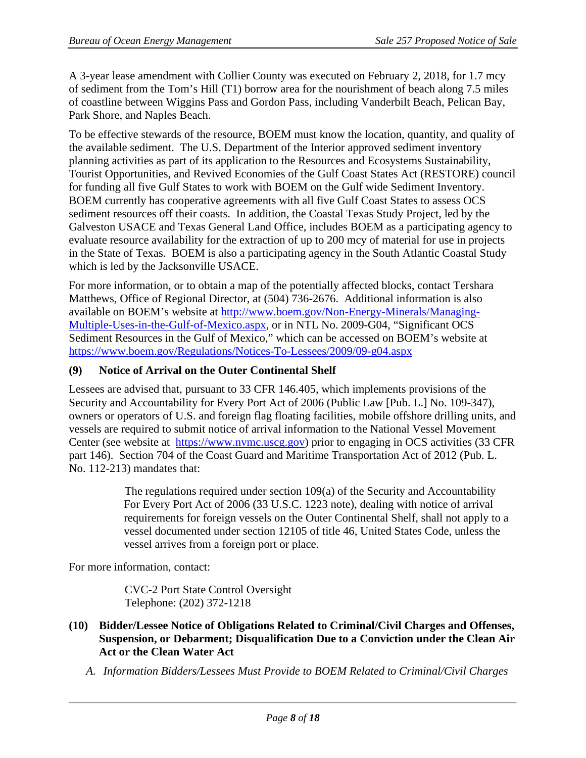A 3-year lease amendment with Collier County was executed on February 2, 2018, for 1.7 mcy of sediment from the Tom's Hill (T1) borrow area for the nourishment of beach along 7.5 miles of coastline between Wiggins Pass and Gordon Pass, including Vanderbilt Beach, Pelican Bay, Park Shore, and Naples Beach.

To be effective stewards of the resource, BOEM must know the location, quantity, and quality of the available sediment. The U.S. Department of the Interior approved sediment inventory planning activities as part of its application to the Resources and Ecosystems Sustainability, Tourist Opportunities, and Revived Economies of the Gulf Coast States Act (RESTORE) council for funding all five Gulf States to work with BOEM on the Gulf wide Sediment Inventory. BOEM currently has cooperative agreements with all five Gulf Coast States to assess OCS sediment resources off their coasts. In addition, the Coastal Texas Study Project, led by the Galveston USACE and Texas General Land Office, includes BOEM as a participating agency to evaluate resource availability for the extraction of up to 200 mcy of material for use in projects in the State of Texas. BOEM is also a participating agency in the South Atlantic Coastal Study which is led by the Jacksonville USACE.

For more information, or to obtain a map of the potentially affected blocks, contact Tershara Matthews, Office of Regional Director, at (504) 736-2676. Additional information is also available on BOEM's website at [http://www.boem.gov/Non-Energy-Minerals/Managing-Multiple-Uses-in-the-Gulf-of-Mexico.aspx](http://www.boem.gov/Non-Energy-Minerals/Managing-Multiple-Uses-in-the-Gulf-of-Mexico.aspx), or in NTL No. 2009-G04, "Significant OCS Sediment Resources in the Gulf of Mexico," which can be accessed on BOEM's website at [https://www.boem.gov/Regulations/Notices-To-Lessees/2009/09-g04.aspx](https://www.boem.gov/Regulations/Notices-To-Lessees/2009/09-g04.aspx)

### (9) Notice of Arrival on the Outer Continental Shelf

Lessees are advised that, pursuant to 33 CFR 146.405, which implements provisions of the Security and Accountability for Every Port Act of 2006 (Public Law [Pub. L.] No. 109-347), owners or operators of U.S. and foreign flag floating facilities, mobile offshore drilling units, and vessels are required to submit notice of arrival information to the National Vessel Movement Center (see website at [https://www.nvmc.uscg.gov](https://www.nvmc.uscg.gov)) prior to engaging in OCS activities (33 CFR part 146). Section 704 of the Coast Guard and Maritime Transportation Act of 2012 (Pub. L. No. 112-213) mandates that:

> The regulations required under section 109(a) of the Security and Accountability For Every Port Act of 2006 (33 U.S.C. 1223 note), dealing with notice of arrival requirements for foreign vessels on the Outer Continental Shelf, shall not apply to a vessel documented under section 12105 of title 46, United States Code, unless the vessel arrives from a foreign port or place.

For more information, contact:

> CVC-2 Port State Control Oversight
> Telephone: (202) 372-1218

### (10) Bidder/Lessee Notice of Obligations Related to Criminal/Civil Charges and Offenses, Suspension, or Debarment; Disqualification Due to a Conviction under the Clean Air Act or the Clean Water Act

*A. Information Bidders/Lessees Must Provide to BOEM Related to Criminal/Civil Charges*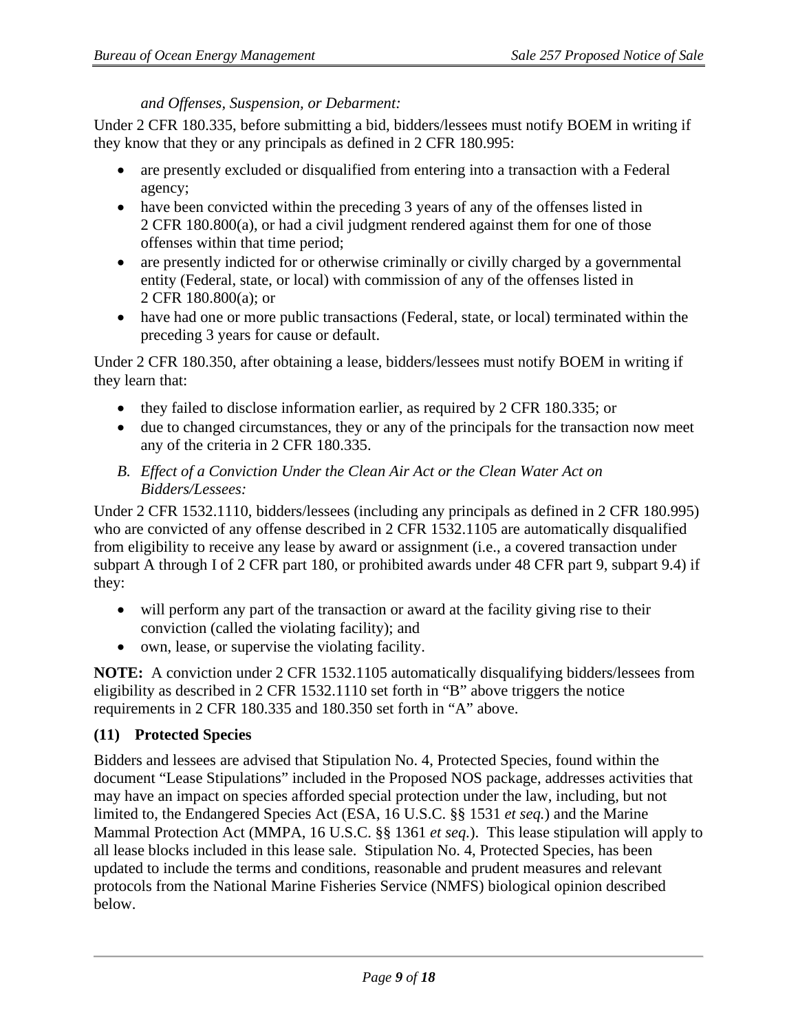*and Offenses, Suspension, or Debarment:*

Under 2 CFR 180.335, before submitting a bid, bidders/lessees must notify BOEM in writing if they know that they or any principals as defined in 2 CFR 180.995:

- are presently excluded or disqualified from entering into a transaction with a Federal agency;
- have been convicted within the preceding 3 years of any of the offenses listed in 2 CFR 180.800(a), or had a civil judgment rendered against them for one of those offenses within that time period;
- are presently indicted for or otherwise criminally or civilly charged by a governmental entity (Federal, state, or local) with commission of any of the offenses listed in 2 CFR 180.800(a); or
- have had one or more public transactions (Federal, state, or local) terminated within the preceding 3 years for cause or default.

Under 2 CFR 180.350, after obtaining a lease, bidders/lessees must notify BOEM in writing if they learn that:

- they failed to disclose information earlier, as required by 2 CFR 180.335; or
- due to changed circumstances, they or any of the principals for the transaction now meet any of the criteria in 2 CFR 180.335.

*B. Effect of a Conviction Under the Clean Air Act or the Clean Water Act on Bidders/Lessees:*

Under 2 CFR 1532.1110, bidders/lessees (including any principals as defined in 2 CFR 180.995) who are convicted of any offense described in 2 CFR 1532.1105 are automatically disqualified from eligibility to receive any lease by award or assignment (i.e., a covered transaction under subpart A through I of 2 CFR part 180, or prohibited awards under 48 CFR part 9, subpart 9.4) if they:

- will perform any part of the transaction or award at the facility giving rise to their conviction (called the violating facility); and
- own, lease, or supervise the violating facility.

**NOTE:** A conviction under 2 CFR 1532.1105 automatically disqualifying bidders/lessees from eligibility as described in 2 CFR 1532.1110 set forth in "B" above triggers the notice requirements in 2 CFR 180.335 and 180.350 set forth in "A" above.

### (11) Protected Species

Bidders and lessees are advised that Stipulation No. 4, Protected Species, found within the document "Lease Stipulations" included in the Proposed NOS package, addresses activities that may have an impact on species afforded special protection under the law, including, but not limited to, the Endangered Species Act (ESA, 16 U.S.C. §§ 1531 *et seq.*) and the Marine Mammal Protection Act (MMPA, 16 U.S.C. §§ 1361 *et seq.*). This lease stipulation will apply to all lease blocks included in this lease sale. Stipulation No. 4, Protected Species, has been updated to include the terms and conditions, reasonable and prudent measures and relevant protocols from the National Marine Fisheries Service (NMFS) biological opinion described below.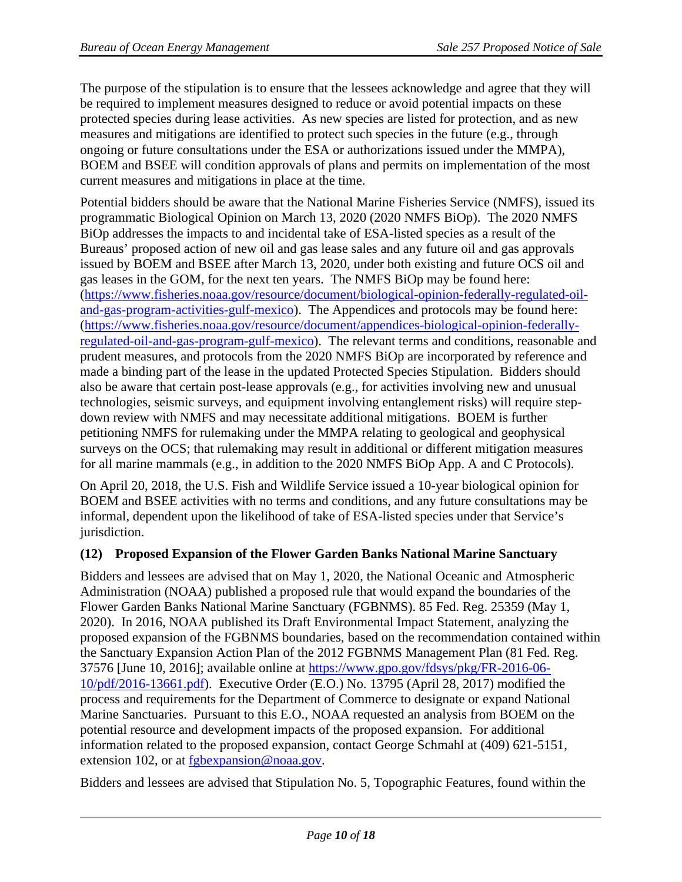The purpose of the stipulation is to ensure that the lessees acknowledge and agree that they will be required to implement measures designed to reduce or avoid potential impacts on these protected species during lease activities. As new species are listed for protection, and as new measures and mitigations are identified to protect such species in the future (e.g., through ongoing or future consultations under the ESA or authorizations issued under the MMPA), BOEM and BSEE will condition approvals of plans and permits on implementation of the most current measures and mitigations in place at the time.

Potential bidders should be aware that the National Marine Fisheries Service (NMFS), issued its programmatic Biological Opinion on March 13, 2020 (2020 NMFS BiOp). The 2020 NMFS BiOp addresses the impacts to and incidental take of ESA-listed species as a result of the Bureaus' proposed action of new oil and gas lease sales and any future oil and gas approvals issued by BOEM and BSEE after March 13, 2020, under both existing and future OCS oil and gas leases in the GOM, for the next ten years. The NMFS BiOp may be found here: ([https://www.fisheries.noaa.gov/resource/document/biological-opinion-federally-regulated-oil-and-gas-program-activities-gulf-mexico](https://www.fisheries.noaa.gov/resource/document/biological-opinion-federally-regulated-oil-and-gas-program-activities-gulf-mexico)). The Appendices and protocols may be found here: ([https://www.fisheries.noaa.gov/resource/document/appendices-biological-opinion-federally-regulated-oil-and-gas-program-gulf-mexico](https://www.fisheries.noaa.gov/resource/document/appendices-biological-opinion-federally-regulated-oil-and-gas-program-gulf-mexico)). The relevant terms and conditions, reasonable and prudent measures, and protocols from the 2020 NMFS BiOp are incorporated by reference and made a binding part of the lease in the updated Protected Species Stipulation. Bidders should also be aware that certain post-lease approvals (e.g., for activities involving new and unusual technologies, seismic surveys, and equipment involving entanglement risks) will require step-down review with NMFS and may necessitate additional mitigations. BOEM is further petitioning NMFS for rulemaking under the MMPA relating to geological and geophysical surveys on the OCS; that rulemaking may result in additional or different mitigation measures for all marine mammals (e.g., in addition to the 2020 NMFS BiOp App. A and C Protocols).

On April 20, 2018, the U.S. Fish and Wildlife Service issued a 10-year biological opinion for BOEM and BSEE activities with no terms and conditions, and any future consultations may be informal, dependent upon the likelihood of take of ESA-listed species under that Service's jurisdiction.

### (12) Proposed Expansion of the Flower Garden Banks National Marine Sanctuary

Bidders and lessees are advised that on May 1, 2020, the National Oceanic and Atmospheric Administration (NOAA) published a proposed rule that would expand the boundaries of the Flower Garden Banks National Marine Sanctuary (FGBNMS). 85 Fed. Reg. 25359 (May 1, 2020). In 2016, NOAA published its Draft Environmental Impact Statement, analyzing the proposed expansion of the FGBNMS boundaries, based on the recommendation contained within the Sanctuary Expansion Action Plan of the 2012 FGBNMS Management Plan (81 Fed. Reg. 37576 [June 10, 2016]; available online at [https://www.gpo.gov/fdsys/pkg/FR-2016-06-10/pdf/2016-13661.pdf](https://www.gpo.gov/fdsys/pkg/FR-2016-06-10/pdf/2016-13661.pdf)). Executive Order (E.O.) No. 13795 (April 28, 2017) modified the process and requirements for the Department of Commerce to designate or expand National Marine Sanctuaries. Pursuant to this E.O., NOAA requested an analysis from BOEM on the potential resource and development impacts of the proposed expansion. For additional information related to the proposed expansion, contact George Schmahl at (409) 621-5151, extension 102, or at [fgbexpansion@noaa.gov](mailto:fgbexpansion@noaa.gov).

Bidders and lessees are advised that Stipulation No. 5, Topographic Features, found within the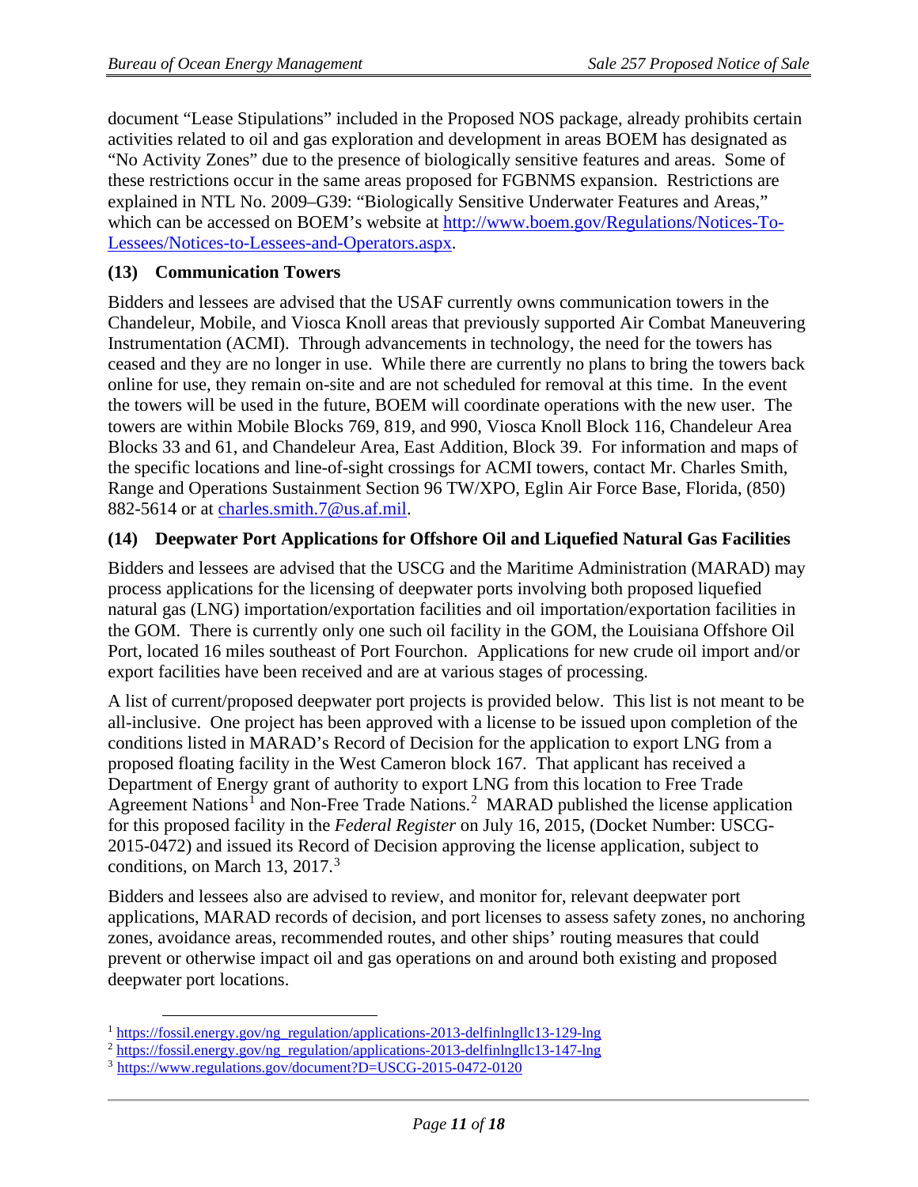document "Lease Stipulations" included in the Proposed NOS package, already prohibits certain activities related to oil and gas exploration and development in areas BOEM has designated as "No Activity Zones" due to the presence of biologically sensitive features and areas. Some of these restrictions occur in the same areas proposed for FGBNMS expansion. Restrictions are explained in NTL No. 2009–G39: "Biologically Sensitive Underwater Features and Areas," which can be accessed on BOEM's website at http://www.boem.gov/Regulations/Notices-To-Lessees/Notices-to-Lessees-and-Operators.aspx.

**(13) Communication Towers**

Bidders and lessees are advised that the USAF currently owns communication towers in the Chandeleur, Mobile, and Viosca Knoll areas that previously supported Air Combat Maneuvering Instrumentation (ACMI). Through advancements in technology, the need for the towers has ceased and they are no longer in use. While there are currently no plans to bring the towers back online for use, they remain on-site and are not scheduled for removal at this time. In the event the towers will be used in the future, BOEM will coordinate operations with the new user. The towers are within Mobile Blocks 769, 819, and 990, Viosca Knoll Block 116, Chandeleur Area Blocks 33 and 61, and Chandeleur Area, East Addition, Block 39. For information and maps of the specific locations and line-of-sight crossings for ACMI towers, contact Mr. Charles Smith, Range and Operations Sustainment Section 96 TW/XPO, Eglin Air Force Base, Florida, (850) 882-5614 or at charles.smith.7@us.af.mil.

**(14) Deepwater Port Applications for Offshore Oil and Liquefied Natural Gas Facilities**

Bidders and lessees are advised that the USCG and the Maritime Administration (MARAD) may process applications for the licensing of deepwater ports involving both proposed liquefied natural gas (LNG) importation/exportation facilities and oil importation/exportation facilities in the GOM. There is currently only one such oil facility in the GOM, the Louisiana Offshore Oil Port, located 16 miles southeast of Port Fourchon. Applications for new crude oil import and/or export facilities have been received and are at various stages of processing.

A list of current/proposed deepwater port projects is provided below. This list is not meant to be all-inclusive. One project has been approved with a license to be issued upon completion of the conditions listed in MARAD's Record of Decision for the application to export LNG from a proposed floating facility in the West Cameron block 167. That applicant has received a Department of Energy grant of authority to export LNG from this location to Free Trade Agreement Nations[1] and Non-Free Trade Nations.[2] MARAD published the license application for this proposed facility in the *Federal Register* on July 16, 2015, (Docket Number: USCG-2015-0472) and issued its Record of Decision approving the license application, subject to conditions, on March 13, 2017.[3]

Bidders and lessees also are advised to review, and monitor for, relevant deepwater port applications, MARAD records of decision, and port licenses to assess safety zones, no anchoring zones, avoidance areas, recommended routes, and other ships' routing measures that could prevent or otherwise impact oil and gas operations on and around both existing and proposed deepwater port locations.

---

[1] https://fossil.energy.gov/ng_regulation/applications-2013-delfinlngllc13-129-lng

[2] https://fossil.energy.gov/ng_regulation/applications-2013-delfinlngllc13-147-lng

[3] https://www.regulations.gov/document?D=USCG-2015-0472-0120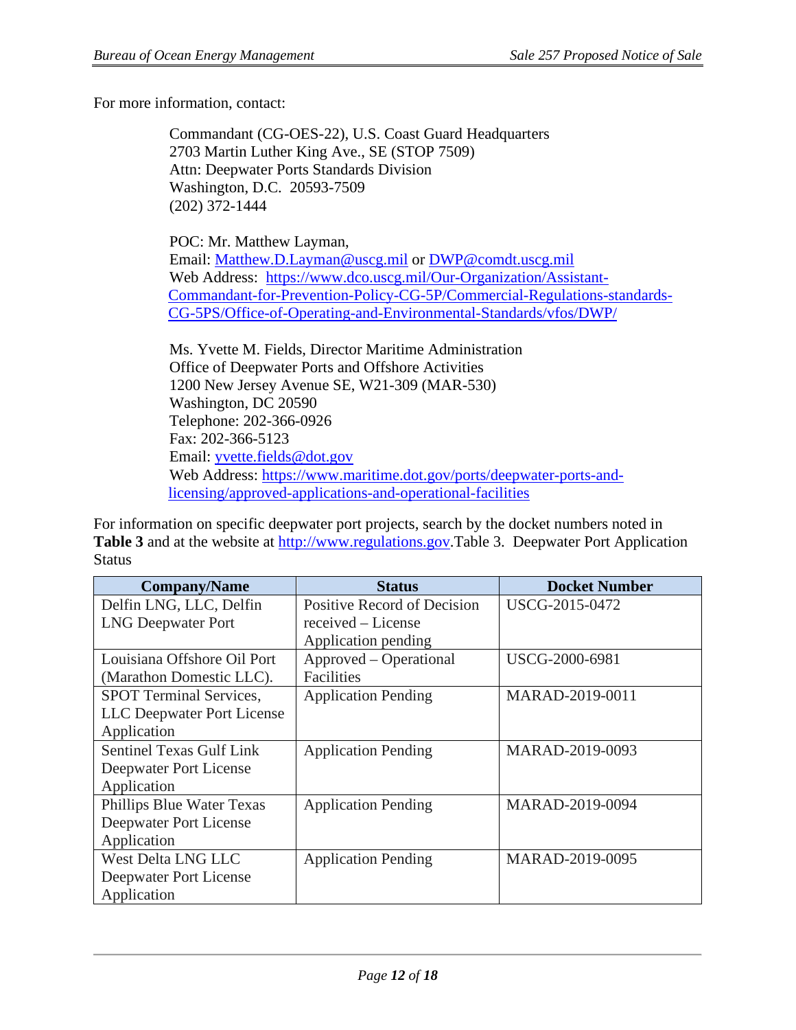For more information, contact:

Commandant (CG-OES-22), U.S. Coast Guard Headquarters
2703 Martin Luther King Ave., SE (STOP 7509)
Attn: Deepwater Ports Standards Division
Washington, D.C. 20593-7509
(202) 372-1444

POC: Mr. Matthew Layman,
Email: Matthew.D.Layman@uscg.mil or DWP@comdt.uscg.mil
Web Address: https://www.dco.uscg.mil/Our-Organization/Assistant-Commandant-for-Prevention-Policy-CG-5P/Commercial-Regulations-standards-CG-5PS/Office-of-Operating-and-Environmental-Standards/vfos/DWP/

Ms. Yvette M. Fields, Director Maritime Administration
Office of Deepwater Ports and Offshore Activities
1200 New Jersey Avenue SE, W21-309 (MAR-530)
Washington, DC 20590
Telephone: 202-366-0926
Fax: 202-366-5123
Email: yvette.fields@dot.gov
Web Address: https://www.maritime.dot.gov/ports/deepwater-ports-and-licensing/approved-applications-and-operational-facilities

For information on specific deepwater port projects, search by the docket numbers noted in **Table 3** and at the website at http://www.regulations.gov.

Table 3. Deepwater Port Application Status

| Company/Name | Status | Docket Number |
|---|---|---|
| Delfin LNG, LLC, Delfin LNG Deepwater Port | Positive Record of Decision received – License Application pending | USCG-2015-0472 |
| Louisiana Offshore Oil Port (Marathon Domestic LLC). | Approved – Operational Facilities | USCG-2000-6981 |
| SPOT Terminal Services, LLC Deepwater Port License Application | Application Pending | MARAD-2019-0011 |
| Sentinel Texas Gulf Link Deepwater Port License Application | Application Pending | MARAD-2019-0093 |
| Phillips Blue Water Texas Deepwater Port License Application | Application Pending | MARAD-2019-0094 |
| West Delta LNG LLC Deepwater Port License Application | Application Pending | MARAD-2019-0095 |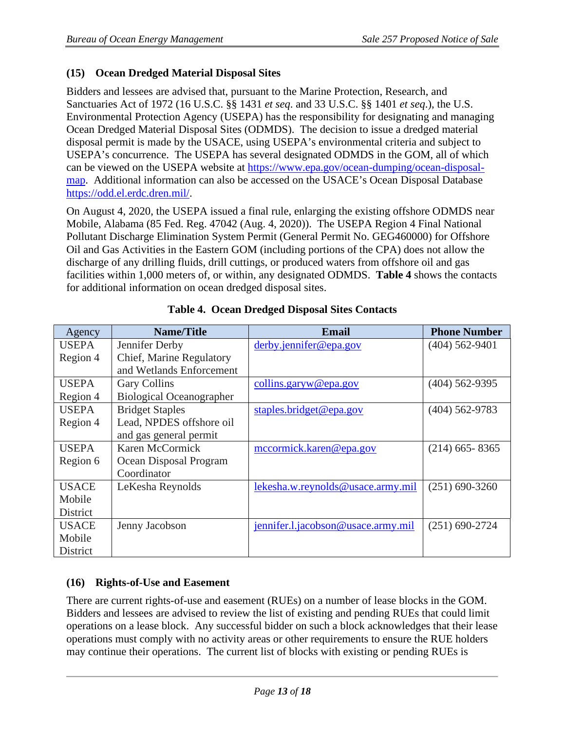### (15) Ocean Dredged Material Disposal Sites

Bidders and lessees are advised that, pursuant to the Marine Protection, Research, and Sanctuaries Act of 1972 (16 U.S.C. §§ 1431 *et seq*. and 33 U.S.C. §§ 1401 *et seq*.), the U.S. Environmental Protection Agency (USEPA) has the responsibility for designating and managing Ocean Dredged Material Disposal Sites (ODMDS). The decision to issue a dredged material disposal permit is made by the USACE, using USEPA's environmental criteria and subject to USEPA's concurrence. The USEPA has several designated ODMDS in the GOM, all of which can be viewed on the USEPA website at https://www.epa.gov/ocean-dumping/ocean-disposal-map. Additional information can also be accessed on the USACE's Ocean Disposal Database https://odd.el.erdc.dren.mil/.

On August 4, 2020, the USEPA issued a final rule, enlarging the existing offshore ODMDS near Mobile, Alabama (85 Fed. Reg. 47042 (Aug. 4, 2020)). The USEPA Region 4 Final National Pollutant Discharge Elimination System Permit (General Permit No. GEG460000) for Offshore Oil and Gas Activities in the Eastern GOM (including portions of the CPA) does not allow the discharge of any drilling fluids, drill cuttings, or produced waters from offshore oil and gas facilities within 1,000 meters of, or within, any designated ODMDS. **Table 4** shows the contacts for additional information on ocean dredged disposal sites.

**Table 4. Ocean Dredged Disposal Sites Contacts**

| Agency | Name/Title | Email | Phone Number |
|---|---|---|---|
| USEPA Region 4 | Jennifer Derby Chief, Marine Regulatory and Wetlands Enforcement | derby.jennifer@epa.gov | (404) 562-9401 |
| USEPA Region 4 | Gary Collins Biological Oceanographer | collins.garyw@epa.gov | (404) 562-9395 |
| USEPA Region 4 | Bridget Staples Lead, NPDES offshore oil and gas general permit | staples.bridget@epa.gov | (404) 562-9783 |
| USEPA Region 6 | Karen McCormick Ocean Disposal Program Coordinator | mccormick.karen@epa.gov | (214) 665- 8365 |
| USACE Mobile District | LeKesha Reynolds | lekesha.w.reynolds@usace.army.mil | (251) 690-3260 |
| USACE Mobile District | Jenny Jacobson | jennifer.l.jacobson@usace.army.mil | (251) 690-2724 |

### (16) Rights-of-Use and Easement

There are current rights-of-use and easement (RUEs) on a number of lease blocks in the GOM. Bidders and lessees are advised to review the list of existing and pending RUEs that could limit operations on a lease block. Any successful bidder on such a block acknowledges that their lease operations must comply with no activity areas or other requirements to ensure the RUE holders may continue their operations. The current list of blocks with existing or pending RUEs is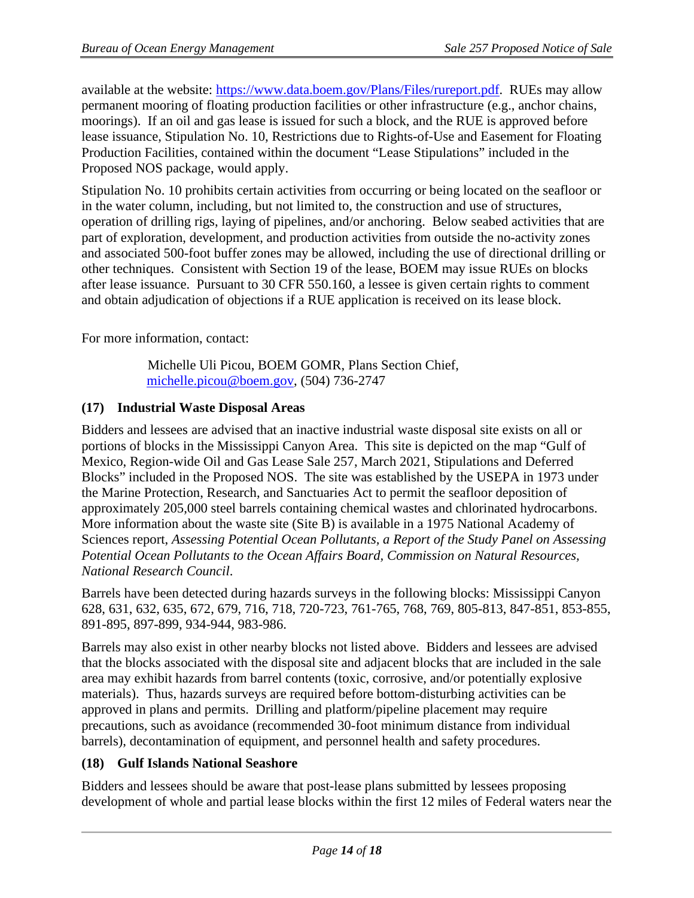available at the website: [https://www.data.boem.gov/Plans/Files/rureport.pdf](https://www.data.boem.gov/Plans/Files/rureport.pdf). RUEs may allow permanent mooring of floating production facilities or other infrastructure (e.g., anchor chains, moorings). If an oil and gas lease is issued for such a block, and the RUE is approved before lease issuance, Stipulation No. 10, Restrictions due to Rights-of-Use and Easement for Floating Production Facilities, contained within the document "Lease Stipulations" included in the Proposed NOS package, would apply.

Stipulation No. 10 prohibits certain activities from occurring or being located on the seafloor or in the water column, including, but not limited to, the construction and use of structures, operation of drilling rigs, laying of pipelines, and/or anchoring. Below seabed activities that are part of exploration, development, and production activities from outside the no-activity zones and associated 500-foot buffer zones may be allowed, including the use of directional drilling or other techniques. Consistent with Section 19 of the lease, BOEM may issue RUEs on blocks after lease issuance. Pursuant to 30 CFR 550.160, a lessee is given certain rights to comment and obtain adjudication of objections if a RUE application is received on its lease block.

For more information, contact:

> Michelle Uli Picou, BOEM GOMR, Plans Section Chief,
> [michelle.picou@boem.gov](mailto:michelle.picou@boem.gov), (504) 736-2747

### (17) Industrial Waste Disposal Areas

Bidders and lessees are advised that an inactive industrial waste disposal site exists on all or portions of blocks in the Mississippi Canyon Area. This site is depicted on the map "Gulf of Mexico, Region-wide Oil and Gas Lease Sale 257, March 2021, Stipulations and Deferred Blocks" included in the Proposed NOS. The site was established by the USEPA in 1973 under the Marine Protection, Research, and Sanctuaries Act to permit the seafloor deposition of approximately 205,000 steel barrels containing chemical wastes and chlorinated hydrocarbons. More information about the waste site (Site B) is available in a 1975 National Academy of Sciences report, *Assessing Potential Ocean Pollutants, a Report of the Study Panel on Assessing Potential Ocean Pollutants to the Ocean Affairs Board, Commission on Natural Resources, National Research Council*.

Barrels have been detected during hazards surveys in the following blocks: Mississippi Canyon 628, 631, 632, 635, 672, 679, 716, 718, 720-723, 761-765, 768, 769, 805-813, 847-851, 853-855, 891-895, 897-899, 934-944, 983-986.

Barrels may also exist in other nearby blocks not listed above. Bidders and lessees are advised that the blocks associated with the disposal site and adjacent blocks that are included in the sale area may exhibit hazards from barrel contents (toxic, corrosive, and/or potentially explosive materials). Thus, hazards surveys are required before bottom-disturbing activities can be approved in plans and permits. Drilling and platform/pipeline placement may require precautions, such as avoidance (recommended 30-foot minimum distance from individual barrels), decontamination of equipment, and personnel health and safety procedures.

### (18) Gulf Islands National Seashore

Bidders and lessees should be aware that post-lease plans submitted by lessees proposing development of whole and partial lease blocks within the first 12 miles of Federal waters near the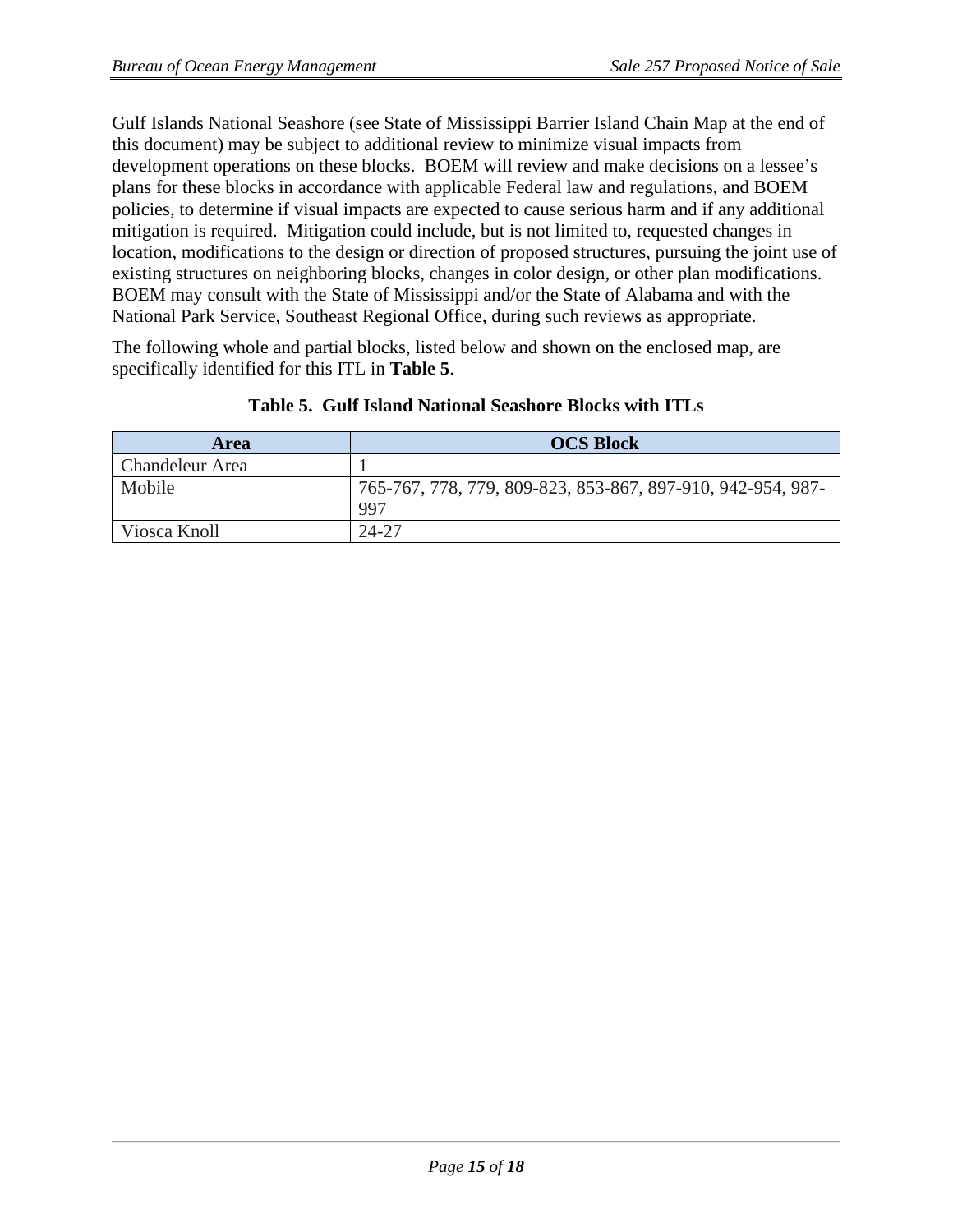Gulf Islands National Seashore (see State of Mississippi Barrier Island Chain Map at the end of this document) may be subject to additional review to minimize visual impacts from development operations on these blocks. BOEM will review and make decisions on a lessee's plans for these blocks in accordance with applicable Federal law and regulations, and BOEM policies, to determine if visual impacts are expected to cause serious harm and if any additional mitigation is required. Mitigation could include, but is not limited to, requested changes in location, modifications to the design or direction of proposed structures, pursuing the joint use of existing structures on neighboring blocks, changes in color design, or other plan modifications. BOEM may consult with the State of Mississippi and/or the State of Alabama and with the National Park Service, Southeast Regional Office, during such reviews as appropriate.

The following whole and partial blocks, listed below and shown on the enclosed map, are specifically identified for this ITL in **Table 5**.

**Table 5. Gulf Island National Seashore Blocks with ITLs**

| Area | OCS Block |
|---|---|
| Chandeleur Area | 1 |
| Mobile | 765-767, 778, 779, 809-823, 853-867, 897-910, 942-954, 987-997 |
| Viosca Knoll | 24-27 |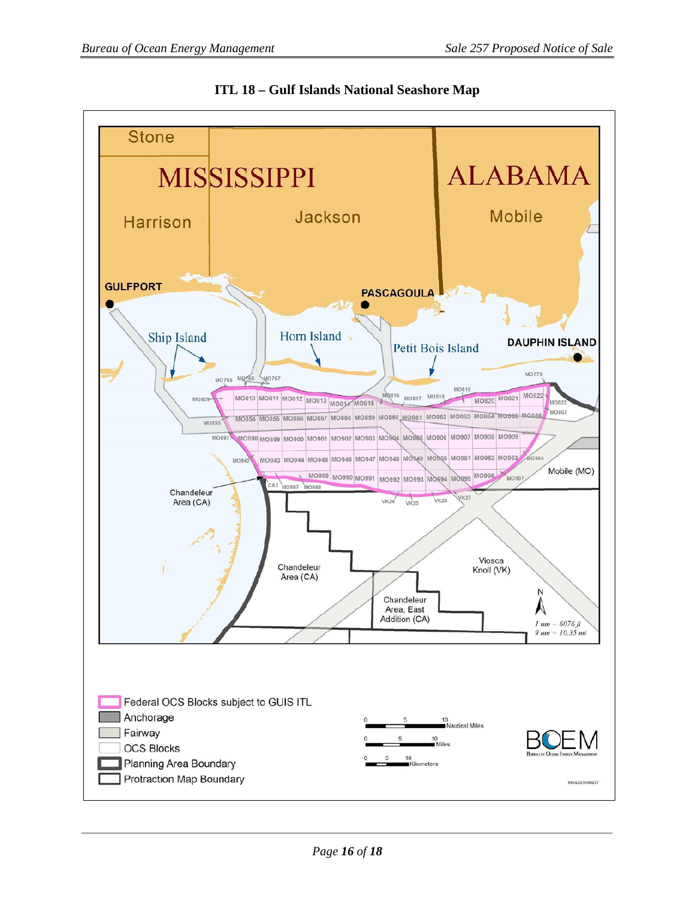## ITL 18 – Gulf Islands National Seashore Map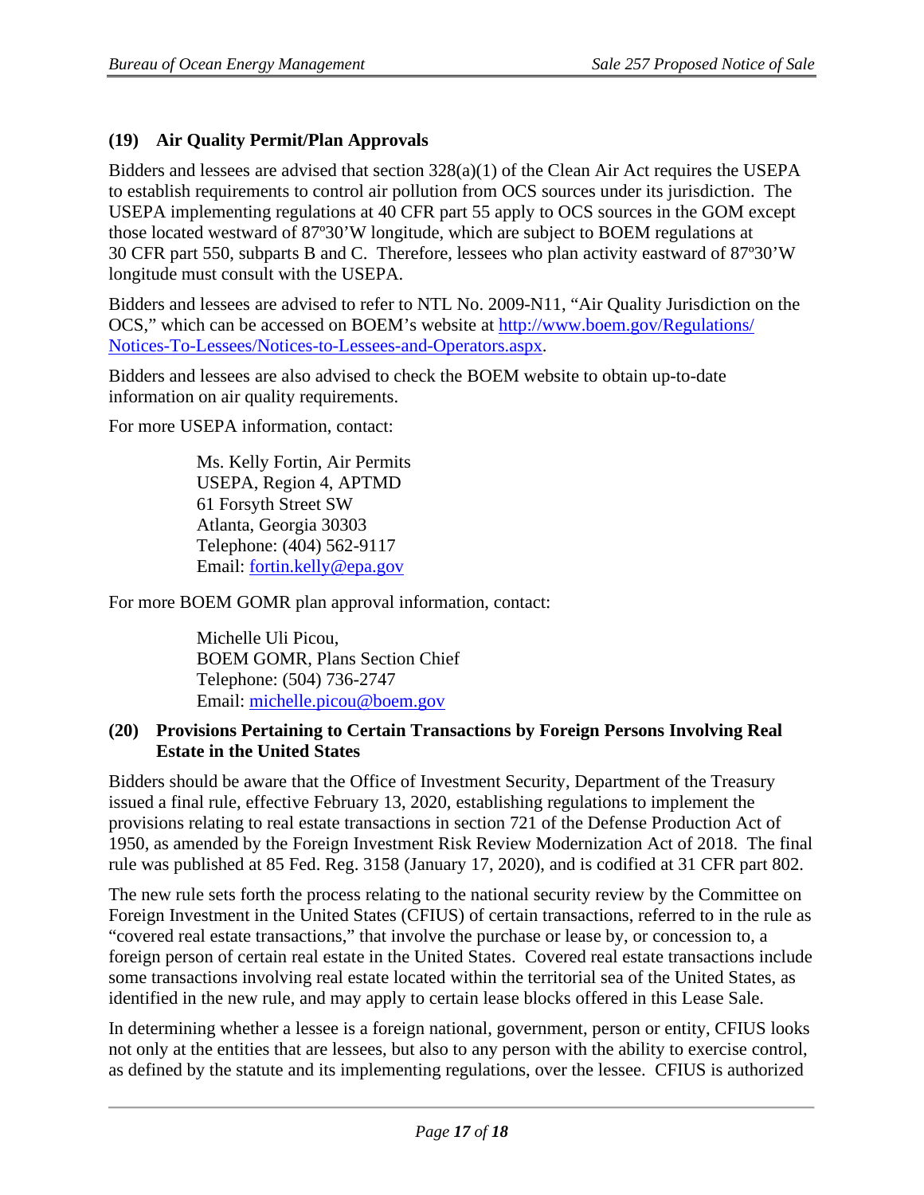### (19) Air Quality Permit/Plan Approvals

Bidders and lessees are advised that section 328(a)(1) of the Clean Air Act requires the USEPA to establish requirements to control air pollution from OCS sources under its jurisdiction. The USEPA implementing regulations at 40 CFR part 55 apply to OCS sources in the GOM except those located westward of 87º30'W longitude, which are subject to BOEM regulations at 30 CFR part 550, subparts B and C. Therefore, lessees who plan activity eastward of 87º30'W longitude must consult with the USEPA.

Bidders and lessees are advised to refer to NTL No. 2009-N11, "Air Quality Jurisdiction on the OCS," which can be accessed on BOEM's website at [http://www.boem.gov/Regulations/Notices-To-Lessees/Notices-to-Lessees-and-Operators.aspx](http://www.boem.gov/Regulations/Notices-To-Lessees/Notices-to-Lessees-and-Operators.aspx).

Bidders and lessees are also advised to check the BOEM website to obtain up-to-date information on air quality requirements.

For more USEPA information, contact:

> Ms. Kelly Fortin, Air Permits
> USEPA, Region 4, APTMD
> 61 Forsyth Street SW
> Atlanta, Georgia 30303
> Telephone: (404) 562-9117
> Email: [fortin.kelly@epa.gov](mailto:fortin.kelly@epa.gov)

For more BOEM GOMR plan approval information, contact:

> Michelle Uli Picou,
> BOEM GOMR, Plans Section Chief
> Telephone: (504) 736-2747
> Email: [michelle.picou@boem.gov](mailto:michelle.picou@boem.gov)

### (20) Provisions Pertaining to Certain Transactions by Foreign Persons Involving Real Estate in the United States

Bidders should be aware that the Office of Investment Security, Department of the Treasury issued a final rule, effective February 13, 2020, establishing regulations to implement the provisions relating to real estate transactions in section 721 of the Defense Production Act of 1950, as amended by the Foreign Investment Risk Review Modernization Act of 2018. The final rule was published at 85 Fed. Reg. 3158 (January 17, 2020), and is codified at 31 CFR part 802.

The new rule sets forth the process relating to the national security review by the Committee on Foreign Investment in the United States (CFIUS) of certain transactions, referred to in the rule as "covered real estate transactions," that involve the purchase or lease by, or concession to, a foreign person of certain real estate in the United States. Covered real estate transactions include some transactions involving real estate located within the territorial sea of the United States, as identified in the new rule, and may apply to certain lease blocks offered in this Lease Sale.

In determining whether a lessee is a foreign national, government, person or entity, CFIUS looks not only at the entities that are lessees, but also to any person with the ability to exercise control, as defined by the statute and its implementing regulations, over the lessee. CFIUS is authorized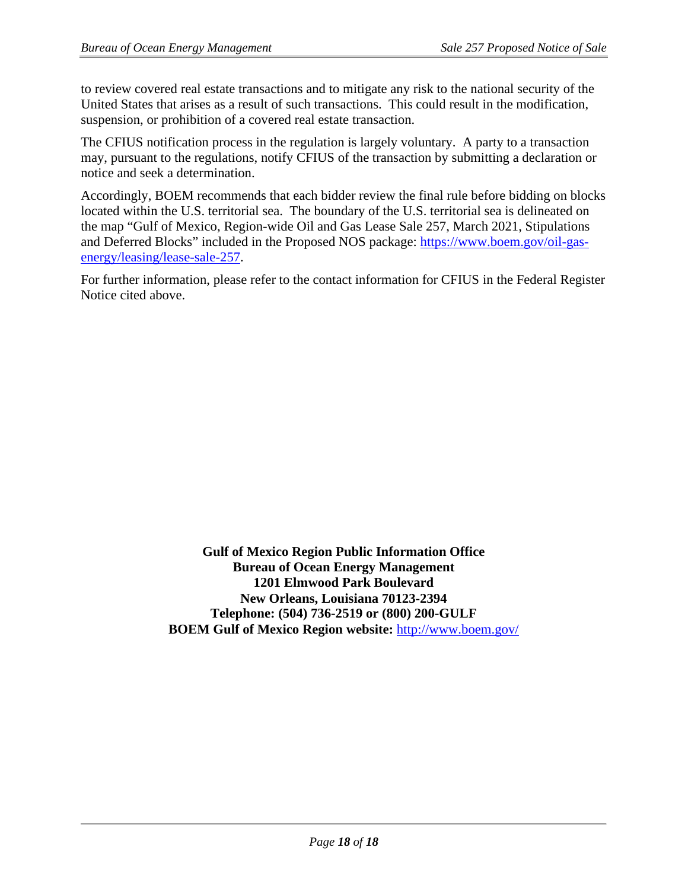to review covered real estate transactions and to mitigate any risk to the national security of the United States that arises as a result of such transactions. This could result in the modification, suspension, or prohibition of a covered real estate transaction.

The CFIUS notification process in the regulation is largely voluntary. A party to a transaction may, pursuant to the regulations, notify CFIUS of the transaction by submitting a declaration or notice and seek a determination.

Accordingly, BOEM recommends that each bidder review the final rule before bidding on blocks located within the U.S. territorial sea. The boundary of the U.S. territorial sea is delineated on the map "Gulf of Mexico, Region-wide Oil and Gas Lease Sale 257, March 2021, Stipulations and Deferred Blocks" included in the Proposed NOS package: [https://www.boem.gov/oil-gas-energy/leasing/lease-sale-257](https://www.boem.gov/oil-gas-energy/leasing/lease-sale-257).

For further information, please refer to the contact information for CFIUS in the Federal Register Notice cited above.

**Gulf of Mexico Region Public Information Office**
**Bureau of Ocean Energy Management**
**1201 Elmwood Park Boulevard**
**New Orleans, Louisiana 70123-2394**
**Telephone: (504) 736-2519 or (800) 200-GULF**
**BOEM Gulf of Mexico Region website:** [http://www.boem.gov/](http://www.boem.gov/)